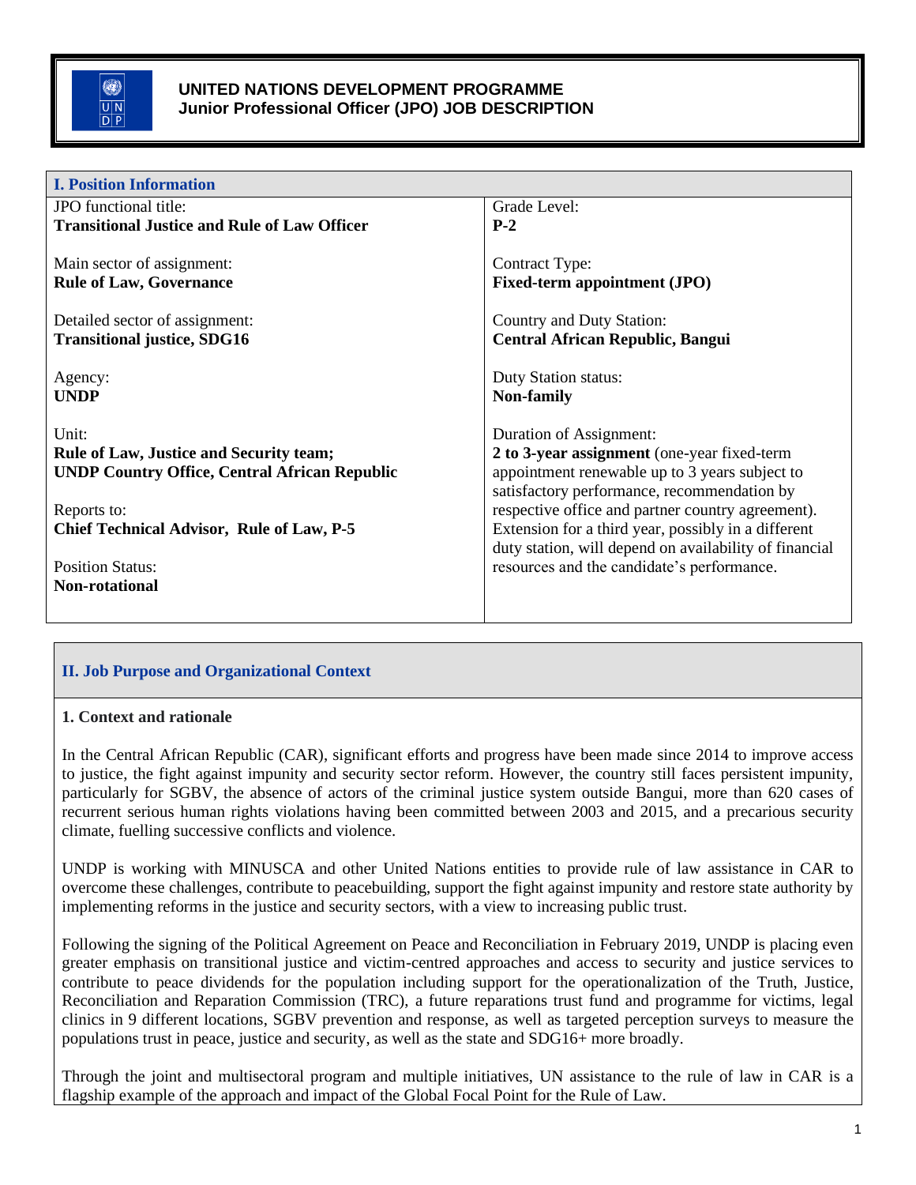# UNITED NATIONS DEVELOPMENT PROGRAMME
## Junior Professional Officer (JPO) JOB DESCRIPTION

| I. Position Information | |
|---|---|
| JPO functional title:<br>**Transitional Justice and Rule of Law Officer**<br><br>Main sector of assignment:<br>**Rule of Law, Governance**<br><br>Detailed sector of assignment:<br>**Transitional justice, SDG16**<br><br>Agency:<br>**UNDP**<br><br>Unit:<br>**Rule of Law, Justice and Security team;**<br>**UNDP Country Office, Central African Republic**<br><br>Reports to:<br>**Chief Technical Advisor, Rule of Law, P-5**<br><br>Position Status:<br>**Non-rotational** | Grade Level:<br>**P-2**<br><br>Contract Type:<br>**Fixed-term appointment (JPO)**<br><br>Country and Duty Station:<br>**Central African Republic, Bangui**<br><br>Duty Station status:<br>**Non-family**<br><br>Duration of Assignment:<br>**2 to 3-year assignment** (one-year fixed-term appointment renewable up to 3 years subject to satisfactory performance, recommendation by respective office and partner country agreement). Extension for a third year, possibly in a different duty station, will depend on availability of financial resources and the candidate's performance. |

## II. Job Purpose and Organizational Context

### 1. Context and rationale

In the Central African Republic (CAR), significant efforts and progress have been made since 2014 to improve access to justice, the fight against impunity and security sector reform. However, the country still faces persistent impunity, particularly for SGBV, the absence of actors of the criminal justice system outside Bangui, more than 620 cases of recurrent serious human rights violations having been committed between 2003 and 2015, and a precarious security climate, fuelling successive conflicts and violence.

UNDP is working with MINUSCA and other United Nations entities to provide rule of law assistance in CAR to overcome these challenges, contribute to peacebuilding, support the fight against impunity and restore state authority by implementing reforms in the justice and security sectors, with a view to increasing public trust.

Following the signing of the Political Agreement on Peace and Reconciliation in February 2019, UNDP is placing even greater emphasis on transitional justice and victim-centred approaches and access to security and justice services to contribute to peace dividends for the population including support for the operationalization of the Truth, Justice, Reconciliation and Reparation Commission (TRC), a future reparations trust fund and programme for victims, legal clinics in 9 different locations, SGBV prevention and response, as well as targeted perception surveys to measure the populations trust in peace, justice and security, as well as the state and SDG16+ more broadly.

Through the joint and multisectoral program and multiple initiatives, UN assistance to the rule of law in CAR is a flagship example of the approach and impact of the Global Focal Point for the Rule of Law.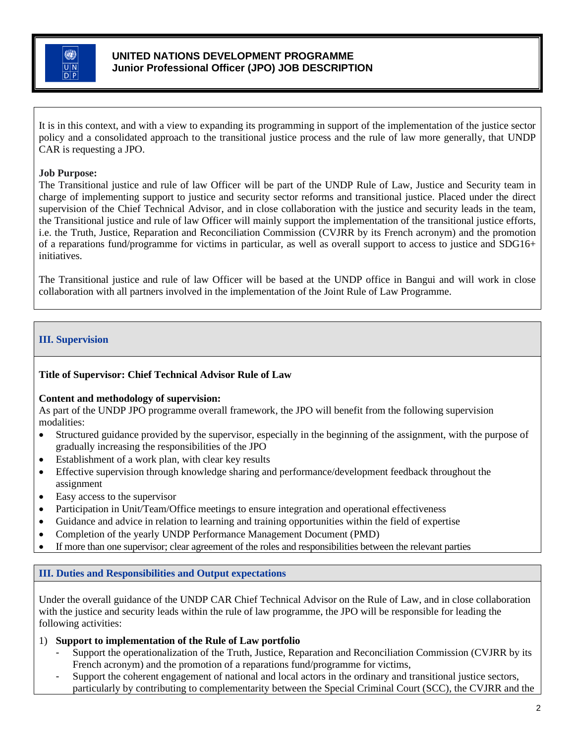It is in this context, and with a view to expanding its programming in support of the implementation of the justice sector policy and a consolidated approach to the transitional justice process and the rule of law more generally, that UNDP CAR is requesting a JPO.

**Job Purpose:**
The Transitional justice and rule of law Officer will be part of the UNDP Rule of Law, Justice and Security team in charge of implementing support to justice and security sector reforms and transitional justice. Placed under the direct supervision of the Chief Technical Advisor, and in close collaboration with the justice and security leads in the team, the Transitional justice and rule of law Officer will mainly support the implementation of the transitional justice efforts, i.e. the Truth, Justice, Reparation and Reconciliation Commission (CVJRR by its French acronym) and the promotion of a reparations fund/programme for victims in particular, as well as overall support to access to justice and SDG16+ initiatives.

The Transitional justice and rule of law Officer will be based at the UNDP office in Bangui and will work in close collaboration with all partners involved in the implementation of the Joint Rule of Law Programme.

## III. Supervision

**Title of Supervisor: Chief Technical Advisor Rule of Law**

**Content and methodology of supervision:**
As part of the UNDP JPO programme overall framework, the JPO will benefit from the following supervision modalities:

- Structured guidance provided by the supervisor, especially in the beginning of the assignment, with the purpose of gradually increasing the responsibilities of the JPO
- Establishment of a work plan, with clear key results
- Effective supervision through knowledge sharing and performance/development feedback throughout the assignment
- Easy access to the supervisor
- Participation in Unit/Team/Office meetings to ensure integration and operational effectiveness
- Guidance and advice in relation to learning and training opportunities within the field of expertise
- Completion of the yearly UNDP Performance Management Document (PMD)
- If more than one supervisor; clear agreement of the roles and responsibilities between the relevant parties

## III. Duties and Responsibilities and Output expectations

Under the overall guidance of the UNDP CAR Chief Technical Advisor on the Rule of Law, and in close collaboration with the justice and security leads within the rule of law programme, the JPO will be responsible for leading the following activities:

1) **Support to implementation of the Rule of Law portfolio**
   - Support the operationalization of the Truth, Justice, Reparation and Reconciliation Commission (CVJRR by its French acronym) and the promotion of a reparations fund/programme for victims,
   - Support the coherent engagement of national and local actors in the ordinary and transitional justice sectors, particularly by contributing to complementarity between the Special Criminal Court (SCC), the CVJRR and the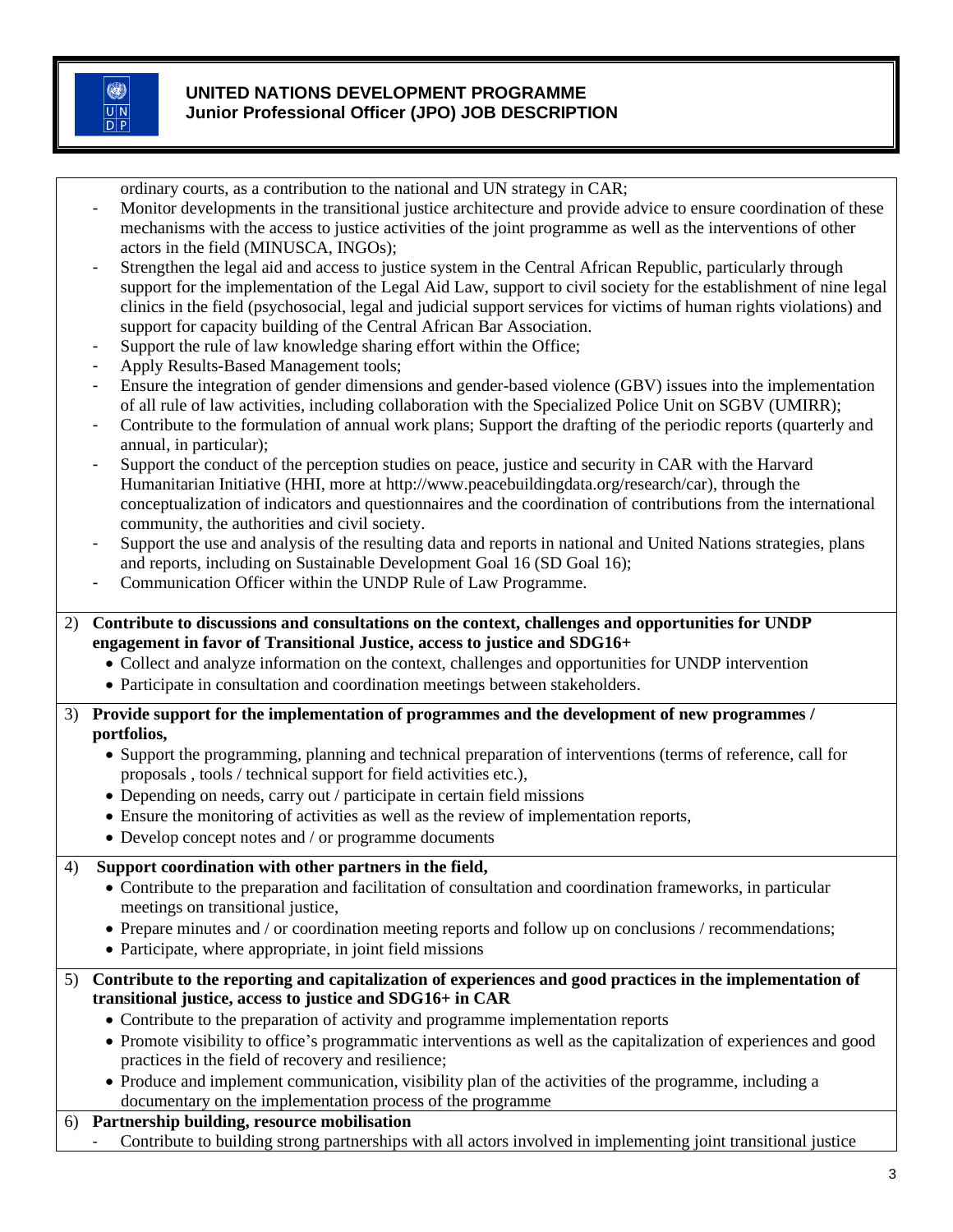ordinary courts, as a contribution to the national and UN strategy in CAR;

- Monitor developments in the transitional justice architecture and provide advice to ensure coordination of these mechanisms with the access to justice activities of the joint programme as well as the interventions of other actors in the field (MINUSCA, INGOs);
- Strengthen the legal aid and access to justice system in the Central African Republic, particularly through support for the implementation of the Legal Aid Law, support to civil society for the establishment of nine legal clinics in the field (psychosocial, legal and judicial support services for victims of human rights violations) and support for capacity building of the Central African Bar Association.
- Support the rule of law knowledge sharing effort within the Office;
- Apply Results-Based Management tools;
- Ensure the integration of gender dimensions and gender-based violence (GBV) issues into the implementation of all rule of law activities, including collaboration with the Specialized Police Unit on SGBV (UMIRR);
- Contribute to the formulation of annual work plans; Support the drafting of the periodic reports (quarterly and annual, in particular);
- Support the conduct of the perception studies on peace, justice and security in CAR with the Harvard Humanitarian Initiative (HHI, more at http://www.peacebuildingdata.org/research/car), through the conceptualization of indicators and questionnaires and the coordination of contributions from the international community, the authorities and civil society.
- Support the use and analysis of the resulting data and reports in national and United Nations strategies, plans and reports, including on Sustainable Development Goal 16 (SD Goal 16);
- Communication Officer within the UNDP Rule of Law Programme.

2) **Contribute to discussions and consultations on the context, challenges and opportunities for UNDP engagement in favor of Transitional Justice, access to justice and SDG16+**
   - Collect and analyze information on the context, challenges and opportunities for UNDP intervention
   - Participate in consultation and coordination meetings between stakeholders.

3) **Provide support for the implementation of programmes and the development of new programmes / portfolios,**
   - Support the programming, planning and technical preparation of interventions (terms of reference, call for proposals , tools / technical support for field activities etc.),
   - Depending on needs, carry out / participate in certain field missions
   - Ensure the monitoring of activities as well as the review of implementation reports,
   - Develop concept notes and / or programme documents

4) **Support coordination with other partners in the field,**
   - Contribute to the preparation and facilitation of consultation and coordination frameworks, in particular meetings on transitional justice,
   - Prepare minutes and / or coordination meeting reports and follow up on conclusions / recommendations;
   - Participate, where appropriate, in joint field missions

5) **Contribute to the reporting and capitalization of experiences and good practices in the implementation of transitional justice, access to justice and SDG16+ in CAR**
   - Contribute to the preparation of activity and programme implementation reports
   - Promote visibility to office's programmatic interventions as well as the capitalization of experiences and good practices in the field of recovery and resilience;
   - Produce and implement communication, visibility plan of the activities of the programme, including a documentary on the implementation process of the programme

6) **Partnership building, resource mobilisation**
   - Contribute to building strong partnerships with all actors involved in implementing joint transitional justice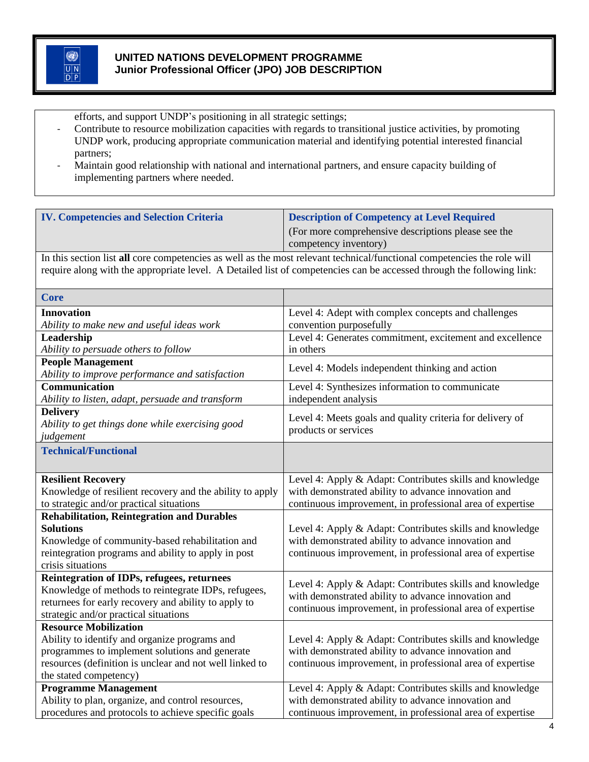efforts, and support UNDP's positioning in all strategic settings;

- Contribute to resource mobilization capacities with regards to transitional justice activities, by promoting UNDP work, producing appropriate communication material and identifying potential interested financial partners;
- Maintain good relationship with national and international partners, and ensure capacity building of implementing partners where needed.

| **IV. Competencies and Selection Criteria** | **Description of Competency at Level Required** (For more comprehensive descriptions please see the competency inventory) |
|---|---|
| In this section list **all** core competencies as well as the most relevant technical/functional competencies the role will require along with the appropriate level. A Detailed list of competencies can be accessed through the following link: | |
| **Core** | |
| **Innovation**<br>*Ability to make new and useful ideas work* | Level 4: Adept with complex concepts and challenges convention purposefully |
| **Leadership**<br>*Ability to persuade others to follow* | Level 4: Generates commitment, excitement and excellence in others |
| **People Management**<br>*Ability to improve performance and satisfaction* | Level 4: Models independent thinking and action |
| **Communication**<br>*Ability to listen, adapt, persuade and transform* | Level 4: Synthesizes information to communicate independent analysis |
| **Delivery**<br>*Ability to get things done while exercising good judgement* | Level 4: Meets goals and quality criteria for delivery of products or services |
| **Technical/Functional** | |
| **Resilient Recovery**<br>Knowledge of resilient recovery and the ability to apply to strategic and/or practical situations | Level 4: Apply & Adapt: Contributes skills and knowledge with demonstrated ability to advance innovation and continuous improvement, in professional area of expertise |
| **Rehabilitation, Reintegration and Durables Solutions**<br>Knowledge of community-based rehabilitation and reintegration programs and ability to apply in post crisis situations | Level 4: Apply & Adapt: Contributes skills and knowledge with demonstrated ability to advance innovation and continuous improvement, in professional area of expertise |
| **Reintegration of IDPs, refugees, returnees**<br>Knowledge of methods to reintegrate IDPs, refugees, returnees for early recovery and ability to apply to strategic and/or practical situations | Level 4: Apply & Adapt: Contributes skills and knowledge with demonstrated ability to advance innovation and continuous improvement, in professional area of expertise |
| **Resource Mobilization**<br>Ability to identify and organize programs and programmes to implement solutions and generate resources (definition is unclear and not well linked to the stated competency) | Level 4: Apply & Adapt: Contributes skills and knowledge with demonstrated ability to advance innovation and continuous improvement, in professional area of expertise |
| **Programme Management**<br>Ability to plan, organize, and control resources, procedures and protocols to achieve specific goals | Level 4: Apply & Adapt: Contributes skills and knowledge with demonstrated ability to advance innovation and continuous improvement, in professional area of expertise |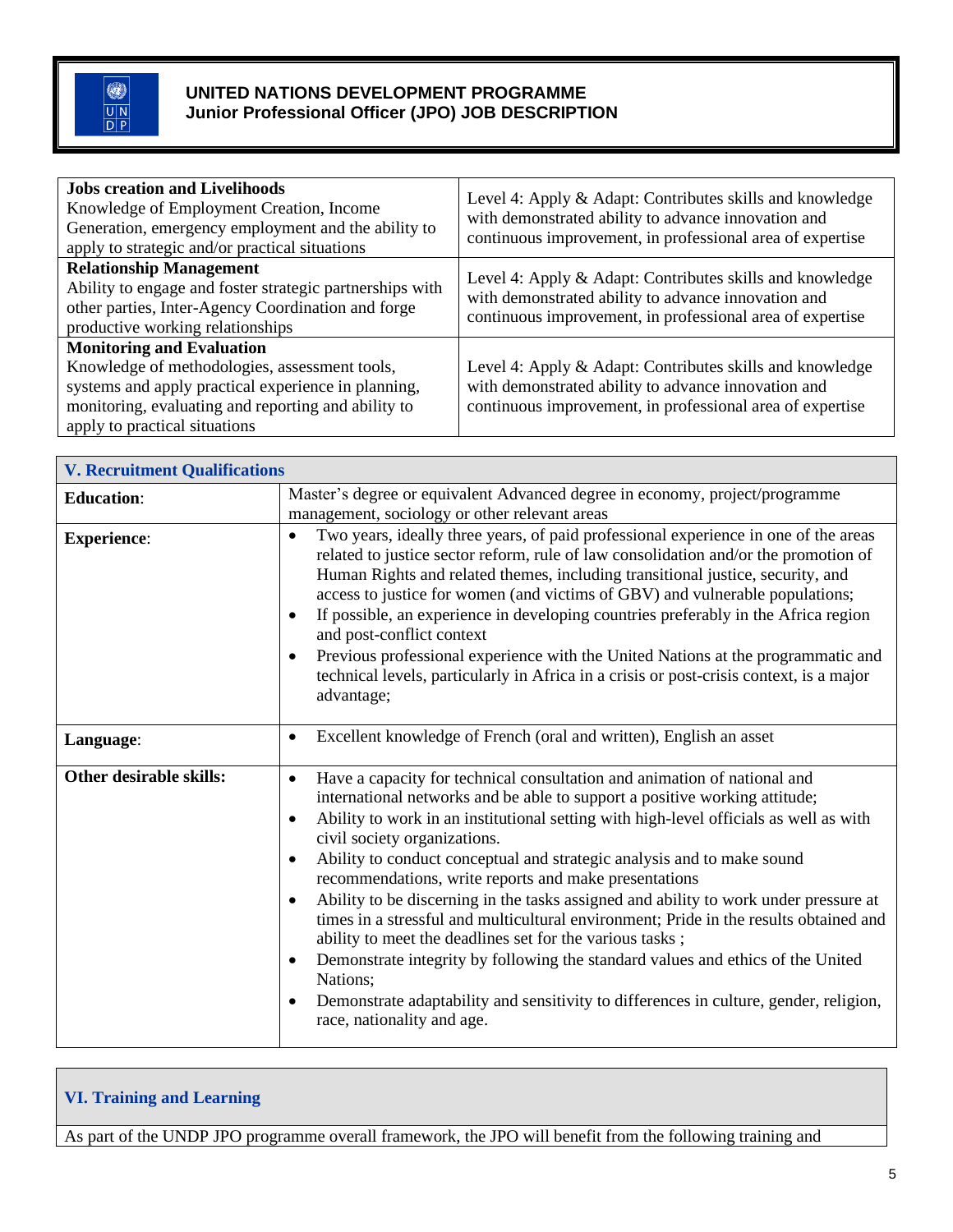| | |
|---|---|
| **Jobs creation and Livelihoods** Knowledge of Employment Creation, Income Generation, emergency employment and the ability to apply to strategic and/or practical situations | Level 4: Apply & Adapt: Contributes skills and knowledge with demonstrated ability to advance innovation and continuous improvement, in professional area of expertise |
| **Relationship Management** Ability to engage and foster strategic partnerships with other parties, Inter-Agency Coordination and forge productive working relationships | Level 4: Apply & Adapt: Contributes skills and knowledge with demonstrated ability to advance innovation and continuous improvement, in professional area of expertise |
| **Monitoring and Evaluation** Knowledge of methodologies, assessment tools, systems and apply practical experience in planning, monitoring, evaluating and reporting and ability to apply to practical situations | Level 4: Apply & Adapt: Contributes skills and knowledge with demonstrated ability to advance innovation and continuous improvement, in professional area of expertise |

## V. Recruitment Qualifications

| | |
|---|---|
| **Education**: | Master's degree or equivalent Advanced degree in economy, project/programme management, sociology or other relevant areas |
| **Experience**: | • Two years, ideally three years, of paid professional experience in one of the areas related to justice sector reform, rule of law consolidation and/or the promotion of Human Rights and related themes, including transitional justice, security, and access to justice for women (and victims of GBV) and vulnerable populations;<br>• If possible, an experience in developing countries preferably in the Africa region and post-conflict context<br>• Previous professional experience with the United Nations at the programmatic and technical levels, particularly in Africa in a crisis or post-crisis context, is a major advantage; |
| **Language**: | • Excellent knowledge of French (oral and written), English an asset |
| **Other desirable skills:** | • Have a capacity for technical consultation and animation of national and international networks and be able to support a positive working attitude;<br>• Ability to work in an institutional setting with high-level officials as well as with civil society organizations.<br>• Ability to conduct conceptual and strategic analysis and to make sound recommendations, write reports and make presentations<br>• Ability to be discerning in the tasks assigned and ability to work under pressure at times in a stressful and multicultural environment; Pride in the results obtained and ability to meet the deadlines set for the various tasks ;<br>• Demonstrate integrity by following the standard values and ethics of the United Nations;<br>• Demonstrate adaptability and sensitivity to differences in culture, gender, religion, race, nationality and age. |

## VI. Training and Learning

As part of the UNDP JPO programme overall framework, the JPO will benefit from the following training and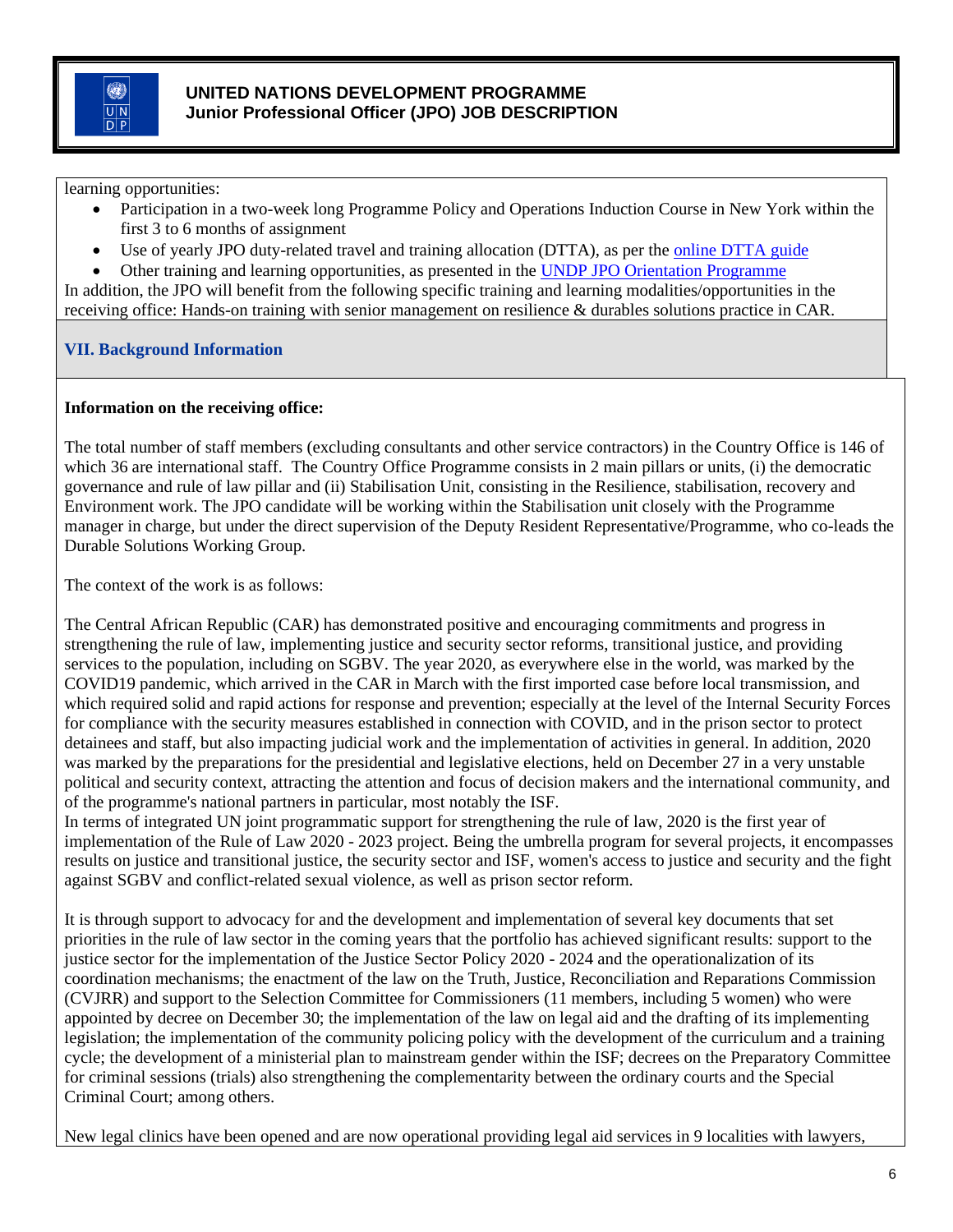learning opportunities:

- Participation in a two-week long Programme Policy and Operations Induction Course in New York within the first 3 to 6 months of assignment
- Use of yearly JPO duty-related travel and training allocation (DTTA), as per the online DTTA guide
- Other training and learning opportunities, as presented in the UNDP JPO Orientation Programme

In addition, the JPO will benefit from the following specific training and learning modalities/opportunities in the receiving office: Hands-on training with senior management on resilience & durables solutions practice in CAR.

## VII. Background Information

**Information on the receiving office:**

The total number of staff members (excluding consultants and other service contractors) in the Country Office is 146 of which 36 are international staff. The Country Office Programme consists in 2 main pillars or units, (i) the democratic governance and rule of law pillar and (ii) Stabilisation Unit, consisting in the Resilience, stabilisation, recovery and Environment work. The JPO candidate will be working within the Stabilisation unit closely with the Programme manager in charge, but under the direct supervision of the Deputy Resident Representative/Programme, who co-leads the Durable Solutions Working Group.

The context of the work is as follows:

The Central African Republic (CAR) has demonstrated positive and encouraging commitments and progress in strengthening the rule of law, implementing justice and security sector reforms, transitional justice, and providing services to the population, including on SGBV. The year 2020, as everywhere else in the world, was marked by the COVID19 pandemic, which arrived in the CAR in March with the first imported case before local transmission, and which required solid and rapid actions for response and prevention; especially at the level of the Internal Security Forces for compliance with the security measures established in connection with COVID, and in the prison sector to protect detainees and staff, but also impacting judicial work and the implementation of activities in general. In addition, 2020 was marked by the preparations for the presidential and legislative elections, held on December 27 in a very unstable political and security context, attracting the attention and focus of decision makers and the international community, and of the programme's national partners in particular, most notably the ISF.

In terms of integrated UN joint programmatic support for strengthening the rule of law, 2020 is the first year of implementation of the Rule of Law 2020 - 2023 project. Being the umbrella program for several projects, it encompasses results on justice and transitional justice, the security sector and ISF, women's access to justice and security and the fight against SGBV and conflict-related sexual violence, as well as prison sector reform.

It is through support to advocacy for and the development and implementation of several key documents that set priorities in the rule of law sector in the coming years that the portfolio has achieved significant results: support to the justice sector for the implementation of the Justice Sector Policy 2020 - 2024 and the operationalization of its coordination mechanisms; the enactment of the law on the Truth, Justice, Reconciliation and Reparations Commission (CVJRR) and support to the Selection Committee for Commissioners (11 members, including 5 women) who were appointed by decree on December 30; the implementation of the law on legal aid and the drafting of its implementing legislation; the implementation of the community policing policy with the development of the curriculum and a training cycle; the development of a ministerial plan to mainstream gender within the ISF; decrees on the Preparatory Committee for criminal sessions (trials) also strengthening the complementarity between the ordinary courts and the Special Criminal Court; among others.

New legal clinics have been opened and are now operational providing legal aid services in 9 localities with lawyers,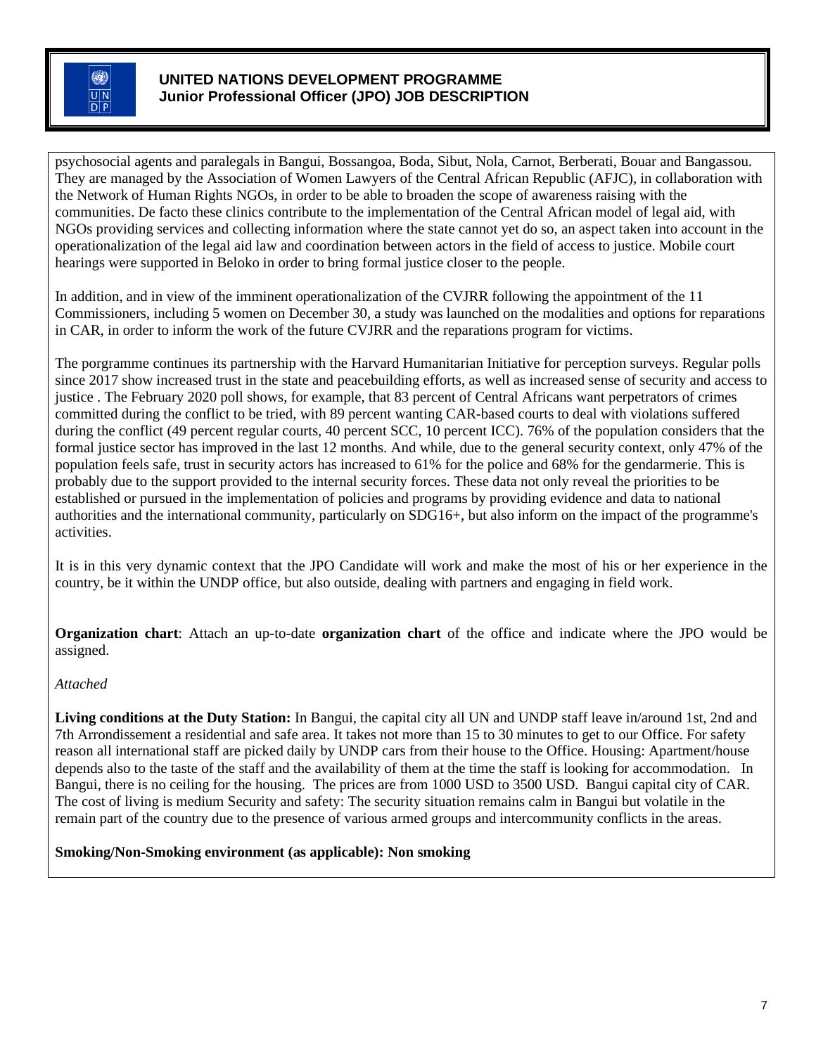psychosocial agents and paralegals in Bangui, Bossangoa, Boda, Sibut, Nola, Carnot, Berberati, Bouar and Bangassou. They are managed by the Association of Women Lawyers of the Central African Republic (AFJC), in collaboration with the Network of Human Rights NGOs, in order to be able to broaden the scope of awareness raising with the communities. De facto these clinics contribute to the implementation of the Central African model of legal aid, with NGOs providing services and collecting information where the state cannot yet do so, an aspect taken into account in the operationalization of the legal aid law and coordination between actors in the field of access to justice. Mobile court hearings were supported in Beloko in order to bring formal justice closer to the people.

In addition, and in view of the imminent operationalization of the CVJRR following the appointment of the 11 Commissioners, including 5 women on December 30, a study was launched on the modalities and options for reparations in CAR, in order to inform the work of the future CVJRR and the reparations program for victims.

The porgramme continues its partnership with the Harvard Humanitarian Initiative for perception surveys. Regular polls since 2017 show increased trust in the state and peacebuilding efforts, as well as increased sense of security and access to justice . The February 2020 poll shows, for example, that 83 percent of Central Africans want perpetrators of crimes committed during the conflict to be tried, with 89 percent wanting CAR-based courts to deal with violations suffered during the conflict (49 percent regular courts, 40 percent SCC, 10 percent ICC). 76% of the population considers that the formal justice sector has improved in the last 12 months. And while, due to the general security context, only 47% of the population feels safe, trust in security actors has increased to 61% for the police and 68% for the gendarmerie. This is probably due to the support provided to the internal security forces. These data not only reveal the priorities to be established or pursued in the implementation of policies and programs by providing evidence and data to national authorities and the international community, particularly on SDG16+, but also inform on the impact of the programme's activities.

It is in this very dynamic context that the JPO Candidate will work and make the most of his or her experience in the country, be it within the UNDP office, but also outside, dealing with partners and engaging in field work.

**Organization chart**: Attach an up-to-date **organization chart** of the office and indicate where the JPO would be assigned.

*Attached*

**Living conditions at the Duty Station:** In Bangui, the capital city all UN and UNDP staff leave in/around 1st, 2nd and 7th Arrondissement a residential and safe area. It takes not more than 15 to 30 minutes to get to our Office. For safety reason all international staff are picked daily by UNDP cars from their house to the Office. Housing: Apartment/house depends also to the taste of the staff and the availability of them at the time the staff is looking for accommodation. In Bangui, there is no ceiling for the housing. The prices are from 1000 USD to 3500 USD. Bangui capital city of CAR. The cost of living is medium Security and safety: The security situation remains calm in Bangui but volatile in the remain part of the country due to the presence of various armed groups and intercommunity conflicts in the areas.

**Smoking/Non-Smoking environment (as applicable): Non smoking**